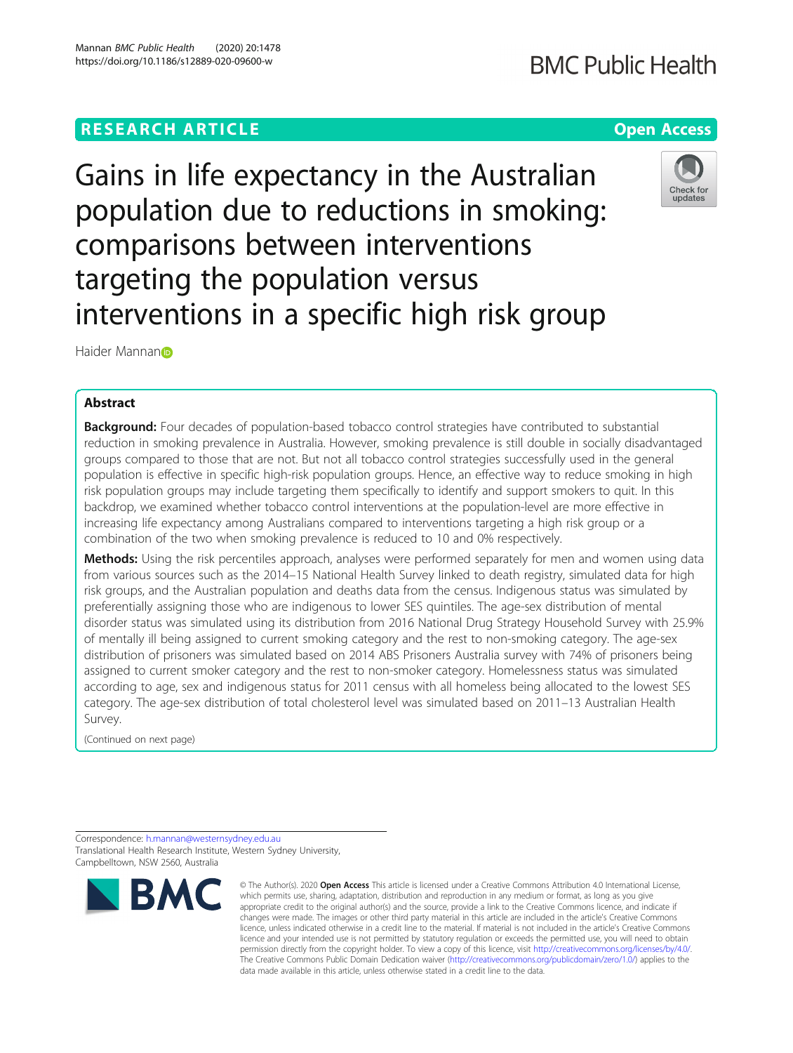RESEARCH ARTICLE

Open Access

# Gains in life expectancy in the Australian population due to reductions in smoking: comparisons between interventions targeting the population versus interventions in a specific high risk group

Haider Mannan

## Abstract

**Background:** Four decades of population-based tobacco control strategies have contributed to substantial reduction in smoking prevalence in Australia. However, smoking prevalence is still double in socially disadvantaged groups compared to those that are not. But not all tobacco control strategies successfully used in the general population is effective in specific high-risk population groups. Hence, an effective way to reduce smoking in high risk population groups may include targeting them specifically to identify and support smokers to quit. In this backdrop, we examined whether tobacco control interventions at the population-level are more effective in increasing life expectancy among Australians compared to interventions targeting a high risk group or a combination of the two when smoking prevalence is reduced to 10 and 0% respectively.

**Methods:** Using the risk percentiles approach, analyses were performed separately for men and women using data from various sources such as the 2014–15 National Health Survey linked to death registry, simulated data for high risk groups, and the Australian population and deaths data from the census. Indigenous status was simulated by preferentially assigning those who are indigenous to lower SES quintiles. The age-sex distribution of mental disorder status was simulated using its distribution from 2016 National Drug Strategy Household Survey with 25.9% of mentally ill being assigned to current smoking category and the rest to non-smoking category. The age-sex distribution of prisoners was simulated based on 2014 ABS Prisoners Australia survey with 74% of prisoners being assigned to current smoker category and the rest to non-smoker category. Homelessness status was simulated according to age, sex and indigenous status for 2011 census with all homeless being allocated to the lowest SES category. The age-sex distribution of total cholesterol level was simulated based on 2011–13 Australian Health Survey.

(Continued on next page)

Correspondence: h.mannan@westernsydney.edu.au
Translational Health Research Institute, Western Sydney University, Campbelltown, NSW 2560, Australia

© The Author(s). 2020 **Open Access** This article is licensed under a Creative Commons Attribution 4.0 International License, which permits use, sharing, adaptation, distribution and reproduction in any medium or format, as long as you give appropriate credit to the original author(s) and the source, provide a link to the Creative Commons licence, and indicate if changes were made. The images or other third party material in this article are included in the article's Creative Commons licence, unless indicated otherwise in a credit line to the material. If material is not included in the article's Creative Commons licence and your intended use is not permitted by statutory regulation or exceeds the permitted use, you will need to obtain permission directly from the copyright holder. To view a copy of this licence, visit http://creativecommons.org/licenses/by/4.0/. The Creative Commons Public Domain Dedication waiver (http://creativecommons.org/publicdomain/zero/1.0/) applies to the data made available in this article, unless otherwise stated in a credit line to the data.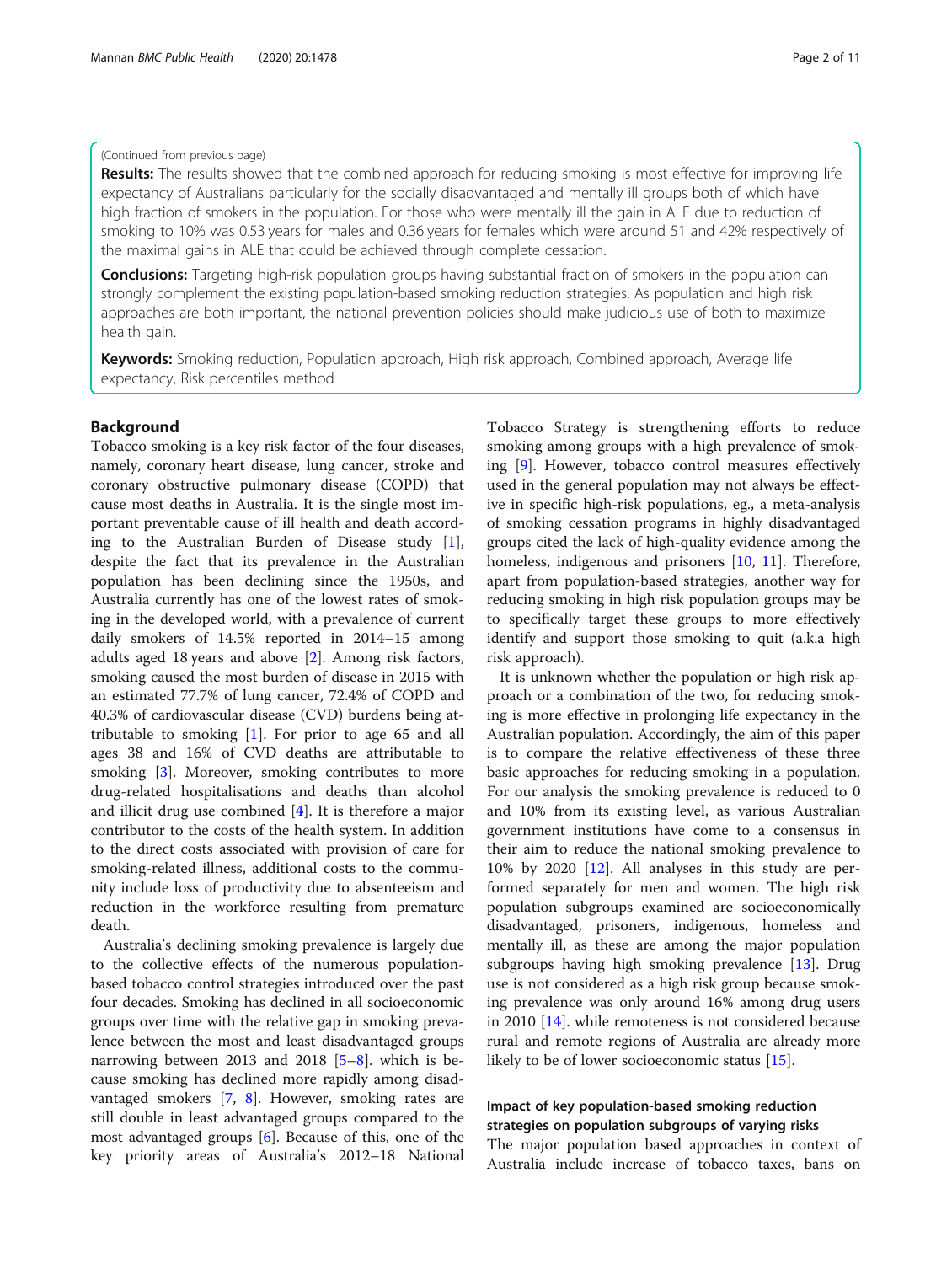(Continued from previous page)

**Results:** The results showed that the combined approach for reducing smoking is most effective for improving life expectancy of Australians particularly for the socially disadvantaged and mentally ill groups both of which have high fraction of smokers in the population. For those who were mentally ill the gain in ALE due to reduction of smoking to 10% was 0.53 years for males and 0.36 years for females which were around 51 and 42% respectively of the maximal gains in ALE that could be achieved through complete cessation.

**Conclusions:** Targeting high-risk population groups having substantial fraction of smokers in the population can strongly complement the existing population-based smoking reduction strategies. As population and high risk approaches are both important, the national prevention policies should make judicious use of both to maximize health gain.

**Keywords:** Smoking reduction, Population approach, High risk approach, Combined approach, Average life expectancy, Risk percentiles method

## Background

Tobacco smoking is a key risk factor of the four diseases, namely, coronary heart disease, lung cancer, stroke and coronary obstructive pulmonary disease (COPD) that cause most deaths in Australia. It is the single most important preventable cause of ill health and death according to the Australian Burden of Disease study [1], despite the fact that its prevalence in the Australian population has been declining since the 1950s, and Australia currently has one of the lowest rates of smoking in the developed world, with a prevalence of current daily smokers of 14.5% reported in 2014–15 among adults aged 18 years and above [2]. Among risk factors, smoking caused the most burden of disease in 2015 with an estimated 77.7% of lung cancer, 72.4% of COPD and 40.3% of cardiovascular disease (CVD) burdens being attributable to smoking [1]. For prior to age 65 and all ages 38 and 16% of CVD deaths are attributable to smoking [3]. Moreover, smoking contributes to more drug-related hospitalisations and deaths than alcohol and illicit drug use combined [4]. It is therefore a major contributor to the costs of the health system. In addition to the direct costs associated with provision of care for smoking-related illness, additional costs to the community include loss of productivity due to absenteeism and reduction in the workforce resulting from premature death.

Australia's declining smoking prevalence is largely due to the collective effects of the numerous population-based tobacco control strategies introduced over the past four decades. Smoking has declined in all socioeconomic groups over time with the relative gap in smoking prevalence between the most and least disadvantaged groups narrowing between 2013 and 2018 [5–8]. which is because smoking has declined more rapidly among disadvantaged smokers [7, 8]. However, smoking rates are still double in least advantaged groups compared to the most advantaged groups [6]. Because of this, one of the key priority areas of Australia's 2012–18 National Tobacco Strategy is strengthening efforts to reduce smoking among groups with a high prevalence of smoking [9]. However, tobacco control measures effectively used in the general population may not always be effective in specific high-risk populations, eg., a meta-analysis of smoking cessation programs in highly disadvantaged groups cited the lack of high-quality evidence among the homeless, indigenous and prisoners [10, 11]. Therefore, apart from population-based strategies, another way for reducing smoking in high risk population groups may be to specifically target these groups to more effectively identify and support those smoking to quit (a.k.a high risk approach).

It is unknown whether the population or high risk approach or a combination of the two, for reducing smoking is more effective in prolonging life expectancy in the Australian population. Accordingly, the aim of this paper is to compare the relative effectiveness of these three basic approaches for reducing smoking in a population. For our analysis the smoking prevalence is reduced to 0 and 10% from its existing level, as various Australian government institutions have come to a consensus in their aim to reduce the national smoking prevalence to 10% by 2020 [12]. All analyses in this study are performed separately for men and women. The high risk population subgroups examined are socioeconomically disadvantaged, prisoners, indigenous, homeless and mentally ill, as these are among the major population subgroups having high smoking prevalence [13]. Drug use is not considered as a high risk group because smoking prevalence was only around 16% among drug users in 2010 [14]. while remoteness is not considered because rural and remote regions of Australia are already more likely to be of lower socioeconomic status [15].

### Impact of key population-based smoking reduction strategies on population subgroups of varying risks

The major population based approaches in context of Australia include increase of tobacco taxes, bans on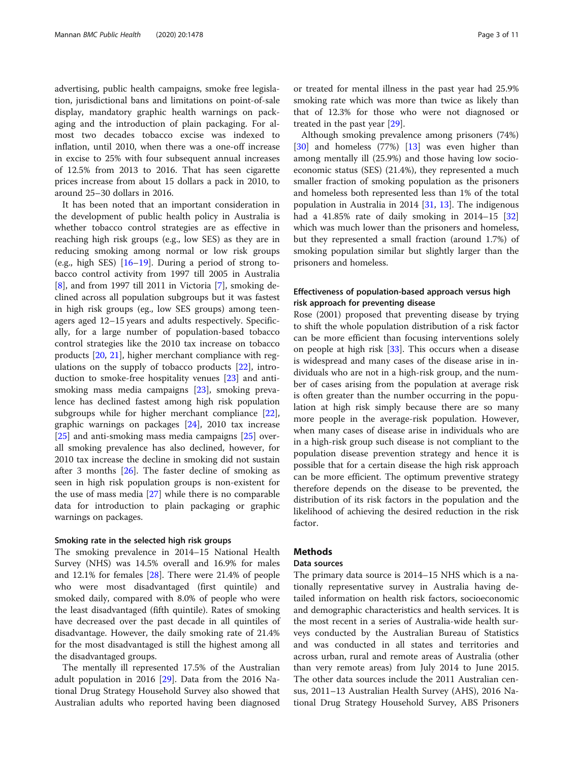advertising, public health campaigns, smoke free legislation, jurisdictional bans and limitations on point-of-sale display, mandatory graphic health warnings on packaging and the introduction of plain packaging. For almost two decades tobacco excise was indexed to inflation, until 2010, when there was a one-off increase in excise to 25% with four subsequent annual increases of 12.5% from 2013 to 2016. That has seen cigarette prices increase from about 15 dollars a pack in 2010, to around 25–30 dollars in 2016.

It has been noted that an important consideration in the development of public health policy in Australia is whether tobacco control strategies are as effective in reaching high risk groups (e.g., low SES) as they are in reducing smoking among normal or low risk groups (e.g., high SES) [16–19]. During a period of strong tobacco control activity from 1997 till 2005 in Australia [8], and from 1997 till 2011 in Victoria [7], smoking declined across all population subgroups but it was fastest in high risk groups (eg., low SES groups) among teenagers aged 12–15 years and adults respectively. Specifically, for a large number of population-based tobacco control strategies like the 2010 tax increase on tobacco products [20, 21], higher merchant compliance with regulations on the supply of tobacco products [22], introduction to smoke-free hospitality venues [23] and anti-smoking mass media campaigns [23], smoking prevalence has declined fastest among high risk population subgroups while for higher merchant compliance [22], graphic warnings on packages [24], 2010 tax increase [25] and anti-smoking mass media campaigns [25] overall smoking prevalence has also declined, however, for 2010 tax increase the decline in smoking did not sustain after 3 months [26]. The faster decline of smoking as seen in high risk population groups is non-existent for the use of mass media [27] while there is no comparable data for introduction to plain packaging or graphic warnings on packages.

### Smoking rate in the selected high risk groups

The smoking prevalence in 2014–15 National Health Survey (NHS) was 14.5% overall and 16.9% for males and 12.1% for females [28]. There were 21.4% of people who were most disadvantaged (first quintile) and smoked daily, compared with 8.0% of people who were the least disadvantaged (fifth quintile). Rates of smoking have decreased over the past decade in all quintiles of disadvantage. However, the daily smoking rate of 21.4% for the most disadvantaged is still the highest among all the disadvantaged groups.

The mentally ill represented 17.5% of the Australian adult population in 2016 [29]. Data from the 2016 National Drug Strategy Household Survey also showed that Australian adults who reported having been diagnosed or treated for mental illness in the past year had 25.9% smoking rate which was more than twice as likely than that of 12.3% for those who were not diagnosed or treated in the past year [29].

Although smoking prevalence among prisoners (74%) [30] and homeless (77%) [13] was even higher than among mentally ill (25.9%) and those having low socio-economic status (SES) (21.4%), they represented a much smaller fraction of smoking population as the prisoners and homeless both represented less than 1% of the total population in Australia in 2014 [31, 13]. The indigenous had a 41.85% rate of daily smoking in 2014–15 [32] which was much lower than the prisoners and homeless, but they represented a small fraction (around 1.7%) of smoking population similar but slightly larger than the prisoners and homeless.

### Effectiveness of population-based approach versus high risk approach for preventing disease

Rose (2001) proposed that preventing disease by trying to shift the whole population distribution of a risk factor can be more efficient than focusing interventions solely on people at high risk [33]. This occurs when a disease is widespread and many cases of the disease arise in individuals who are not in a high-risk group, and the number of cases arising from the population at average risk is often greater than the number occurring in the population at high risk simply because there are so many more people in the average-risk population. However, when many cases of disease arise in individuals who are in a high-risk group such disease is not compliant to the population disease prevention strategy and hence it is possible that for a certain disease the high risk approach can be more efficient. The optimum preventive strategy therefore depends on the disease to be prevented, the distribution of its risk factors in the population and the likelihood of achieving the desired reduction in the risk factor.

## Methods

### Data sources

The primary data source is 2014–15 NHS which is a nationally representative survey in Australia having detailed information on health risk factors, socioeconomic and demographic characteristics and health services. It is the most recent in a series of Australia-wide health surveys conducted by the Australian Bureau of Statistics and was conducted in all states and territories and across urban, rural and remote areas of Australia (other than very remote areas) from July 2014 to June 2015. The other data sources include the 2011 Australian census, 2011–13 Australian Health Survey (AHS), 2016 National Drug Strategy Household Survey, ABS Prisoners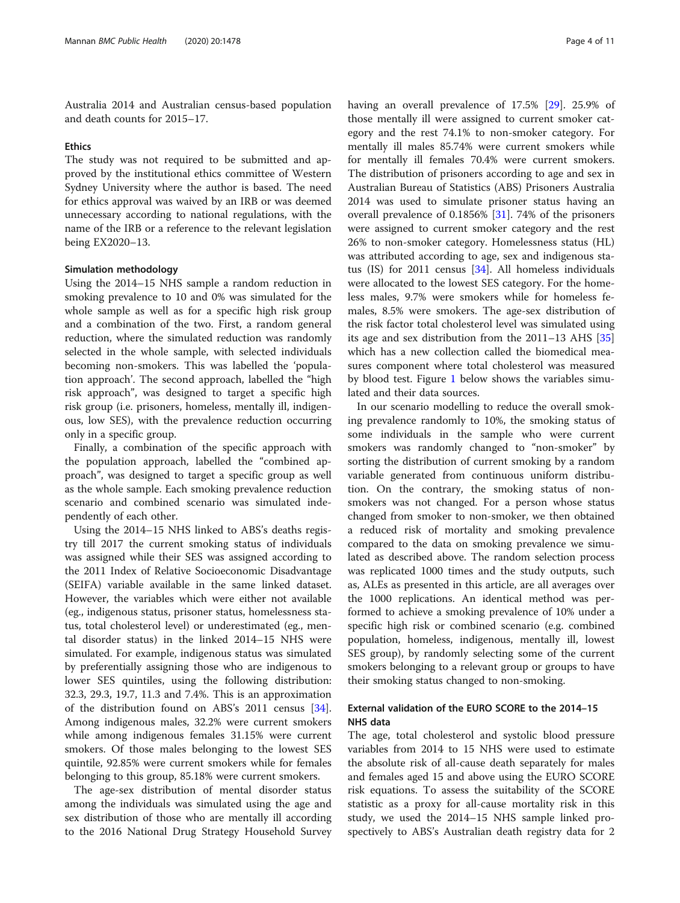Australia 2014 and Australian census-based population and death counts for 2015–17.

### Ethics

The study was not required to be submitted and approved by the institutional ethics committee of Western Sydney University where the author is based. The need for ethics approval was waived by an IRB or was deemed unnecessary according to national regulations, with the name of the IRB or a reference to the relevant legislation being EX2020–13.

#### Simulation methodology

Using the 2014–15 NHS sample a random reduction in smoking prevalence to 10 and 0% was simulated for the whole sample as well as for a specific high risk group and a combination of the two. First, a random general reduction, where the simulated reduction was randomly selected in the whole sample, with selected individuals becoming non-smokers. This was labelled the 'population approach'. The second approach, labelled the "high risk approach", was designed to target a specific high risk group (i.e. prisoners, homeless, mentally ill, indigenous, low SES), with the prevalence reduction occurring only in a specific group.

Finally, a combination of the specific approach with the population approach, labelled the "combined approach", was designed to target a specific group as well as the whole sample. Each smoking prevalence reduction scenario and combined scenario was simulated independently of each other.

Using the 2014–15 NHS linked to ABS's deaths registry till 2017 the current smoking status of individuals was assigned while their SES was assigned according to the 2011 Index of Relative Socioeconomic Disadvantage (SEIFA) variable available in the same linked dataset. However, the variables which were either not available (eg., indigenous status, prisoner status, homelessness status, total cholesterol level) or underestimated (eg., mental disorder status) in the linked 2014–15 NHS were simulated. For example, indigenous status was simulated by preferentially assigning those who are indigenous to lower SES quintiles, using the following distribution: 32.3, 29.3, 19.7, 11.3 and 7.4%. This is an approximation of the distribution found on ABS's 2011 census [34]. Among indigenous males, 32.2% were current smokers while among indigenous females 31.15% were current smokers. Of those males belonging to the lowest SES quintile, 92.85% were current smokers while for females belonging to this group, 85.18% were current smokers.

The age-sex distribution of mental disorder status among the individuals was simulated using the age and sex distribution of those who are mentally ill according to the 2016 National Drug Strategy Household Survey having an overall prevalence of 17.5% [29]. 25.9% of those mentally ill were assigned to current smoker category and the rest 74.1% to non-smoker category. For mentally ill males 85.74% were current smokers while for mentally ill females 70.4% were current smokers. The distribution of prisoners according to age and sex in Australian Bureau of Statistics (ABS) Prisoners Australia 2014 was used to simulate prisoner status having an overall prevalence of 0.1856% [31]. 74% of the prisoners were assigned to current smoker category and the rest 26% to non-smoker category. Homelessness status (HL) was attributed according to age, sex and indigenous status (IS) for 2011 census [34]. All homeless individuals were allocated to the lowest SES category. For the homeless males, 9.7% were smokers while for homeless females, 8.5% were smokers. The age-sex distribution of the risk factor total cholesterol level was simulated using its age and sex distribution from the 2011–13 AHS [35] which has a new collection called the biomedical measures component where total cholesterol was measured by blood test. Figure 1 below shows the variables simulated and their data sources.

In our scenario modelling to reduce the overall smoking prevalence randomly to 10%, the smoking status of some individuals in the sample who were current smokers was randomly changed to "non-smoker" by sorting the distribution of current smoking by a random variable generated from continuous uniform distribution. On the contrary, the smoking status of non-smokers was not changed. For a person whose status changed from smoker to non-smoker, we then obtained a reduced risk of mortality and smoking prevalence compared to the data on smoking prevalence we simulated as described above. The random selection process was replicated 1000 times and the study outputs, such as, ALEs as presented in this article, are all averages over the 1000 replications. An identical method was performed to achieve a smoking prevalence of 10% under a specific high risk or combined scenario (e.g. combined population, homeless, indigenous, mentally ill, lowest SES group), by randomly selecting some of the current smokers belonging to a relevant group or groups to have their smoking status changed to non-smoking.

### External validation of the EURO SCORE to the 2014–15 NHS data

The age, total cholesterol and systolic blood pressure variables from 2014 to 15 NHS were used to estimate the absolute risk of all-cause death separately for males and females aged 15 and above using the EURO SCORE risk equations. To assess the suitability of the SCORE statistic as a proxy for all-cause mortality risk in this study, we used the 2014–15 NHS sample linked prospectively to ABS's Australian death registry data for 2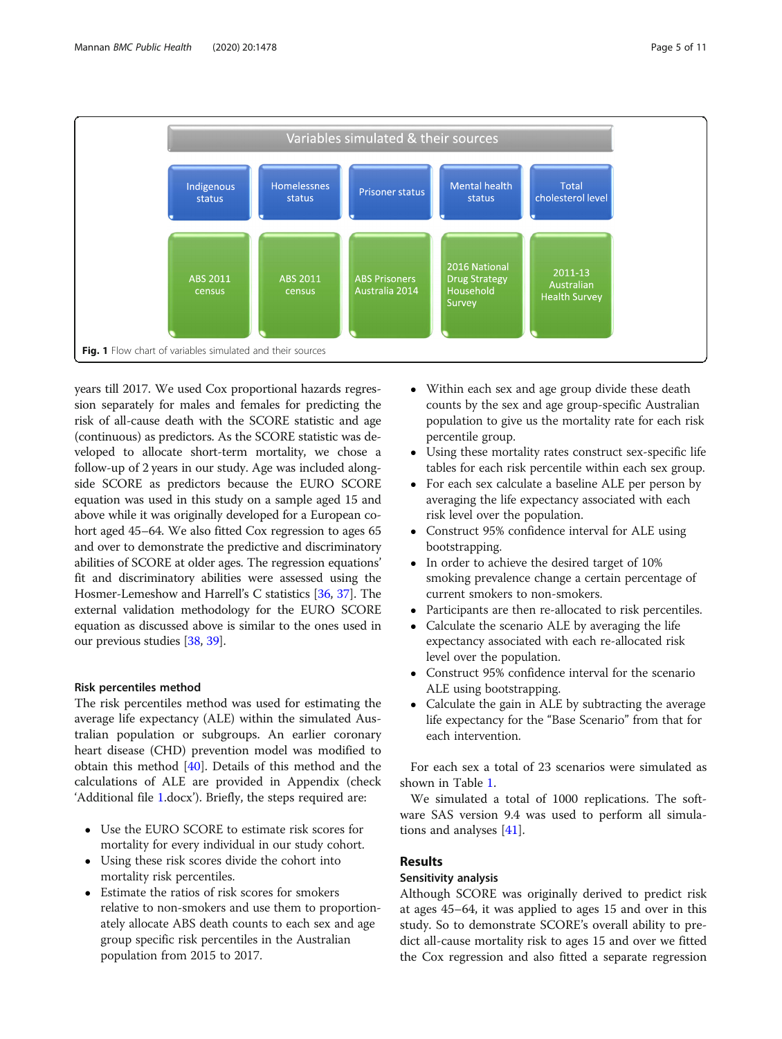Variables simulated & their sources

| Indigenous status | Homelessnes status | Prisoner status | Mental health status | Total cholesterol level |
| --- | --- | --- | --- | --- |
| ABS 2011 census | ABS 2011 census | ABS Prisoners Australia 2014 | 2016 National Drug Strategy Household Survey | 2011-13 Australian Health Survey |

**Fig. 1** Flow chart of variables simulated and their sources

years till 2017. We used Cox proportional hazards regression separately for males and females for predicting the risk of all-cause death with the SCORE statistic and age (continuous) as predictors. As the SCORE statistic was developed to allocate short-term mortality, we chose a follow-up of 2 years in our study. Age was included alongside SCORE as predictors because the EURO SCORE equation was used in this study on a sample aged 15 and above while it was originally developed for a European cohort aged 45–64. We also fitted Cox regression to ages 65 and over to demonstrate the predictive and discriminatory abilities of SCORE at older ages. The regression equations' fit and discriminatory abilities were assessed using the Hosmer-Lemeshow and Harrell's C statistics [36, 37]. The external validation methodology for the EURO SCORE equation as discussed above is similar to the ones used in our previous studies [38, 39].

### Risk percentiles method

The risk percentiles method was used for estimating the average life expectancy (ALE) within the simulated Australian population or subgroups. An earlier coronary heart disease (CHD) prevention model was modified to obtain this method [40]. Details of this method and the calculations of ALE are provided in Appendix (check 'Additional file 1.docx'). Briefly, the steps required are:

- Use the EURO SCORE to estimate risk scores for mortality for every individual in our study cohort.
- Using these risk scores divide the cohort into mortality risk percentiles.
- Estimate the ratios of risk scores for smokers relative to non-smokers and use them to proportionately allocate ABS death counts to each sex and age group specific risk percentiles in the Australian population from 2015 to 2017.
- Within each sex and age group divide these death counts by the sex and age group-specific Australian population to give us the mortality rate for each risk percentile group.
- Using these mortality rates construct sex-specific life tables for each risk percentile within each sex group.
- For each sex calculate a baseline ALE per person by averaging the life expectancy associated with each risk level over the population.
- Construct 95% confidence interval for ALE using bootstrapping.
- In order to achieve the desired target of 10% smoking prevalence change a certain percentage of current smokers to non-smokers.
- Participants are then re-allocated to risk percentiles.
- Calculate the scenario ALE by averaging the life expectancy associated with each re-allocated risk level over the population.
- Construct 95% confidence interval for the scenario ALE using bootstrapping.
- Calculate the gain in ALE by subtracting the average life expectancy for the "Base Scenario" from that for each intervention.

For each sex a total of 23 scenarios were simulated as shown in Table 1.

We simulated a total of 1000 replications. The software SAS version 9.4 was used to perform all simulations and analyses [41].

## Results

### Sensitivity analysis

Although SCORE was originally derived to predict risk at ages 45–64, it was applied to ages 15 and over in this study. So to demonstrate SCORE's overall ability to predict all-cause mortality risk to ages 15 and over we fitted the Cox regression and also fitted a separate regression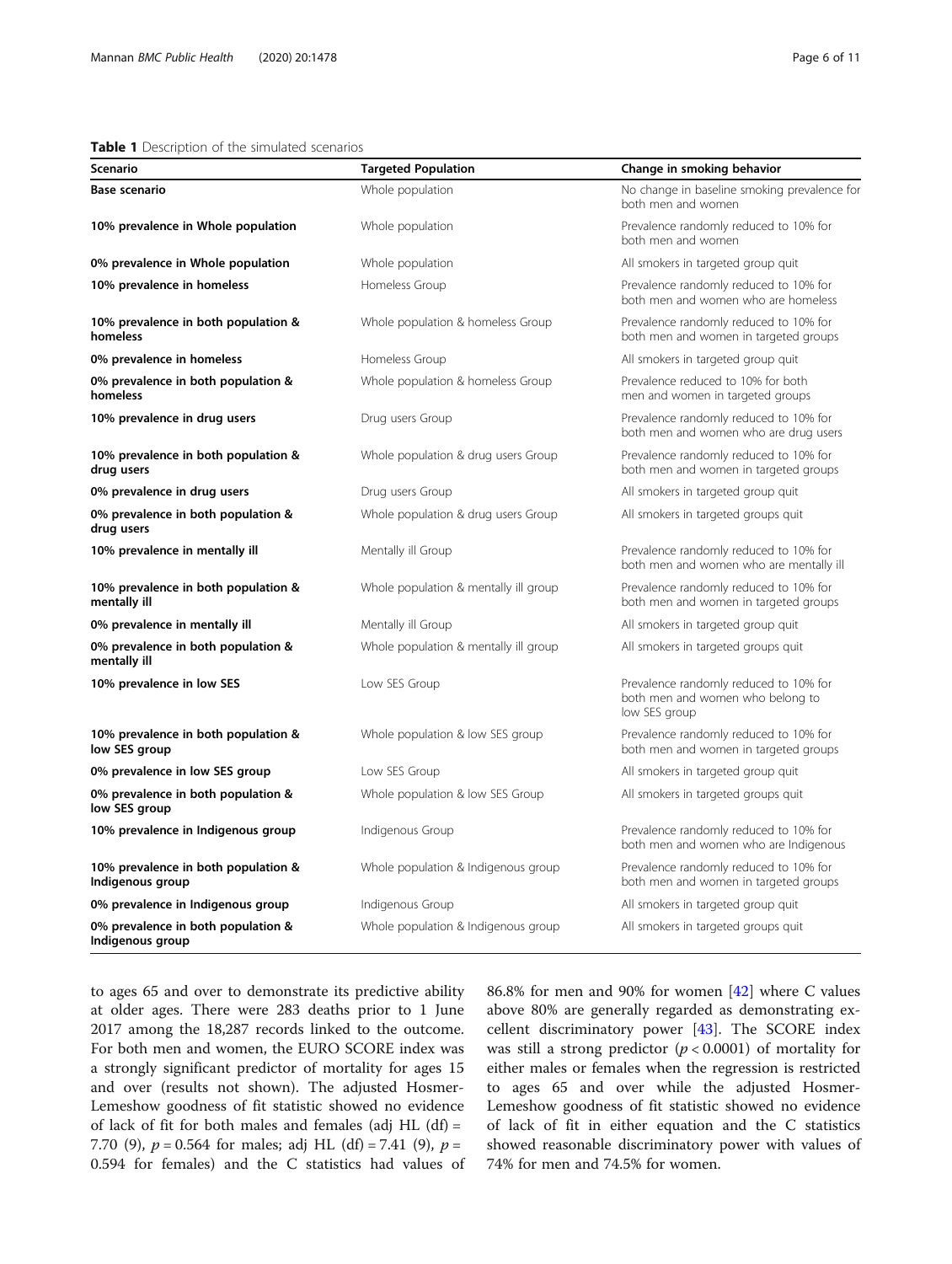**Table 1** Description of the simulated scenarios

| Scenario | Targeted Population | Change in smoking behavior |
|---|---|---|
| **Base scenario** | Whole population | No change in baseline smoking prevalence for both men and women |
| **10% prevalence in Whole population** | Whole population | Prevalence randomly reduced to 10% for both men and women |
| **0% prevalence in Whole population** | Whole population | All smokers in targeted group quit |
| **10% prevalence in homeless** | Homeless Group | Prevalence randomly reduced to 10% for both men and women who are homeless |
| **10% prevalence in both population & homeless** | Whole population & homeless Group | Prevalence randomly reduced to 10% for both men and women in targeted groups |
| **0% prevalence in homeless** | Homeless Group | All smokers in targeted group quit |
| **0% prevalence in both population & homeless** | Whole population & homeless Group | Prevalence reduced to 10% for both men and women in targeted groups |
| **10% prevalence in drug users** | Drug users Group | Prevalence randomly reduced to 10% for both men and women who are drug users |
| **10% prevalence in both population & drug users** | Whole population & drug users Group | Prevalence randomly reduced to 10% for both men and women in targeted groups |
| **0% prevalence in drug users** | Drug users Group | All smokers in targeted group quit |
| **0% prevalence in both population & drug users** | Whole population & drug users Group | All smokers in targeted groups quit |
| **10% prevalence in mentally ill** | Mentally ill Group | Prevalence randomly reduced to 10% for both men and women who are mentally ill |
| **10% prevalence in both population & mentally ill** | Whole population & mentally ill group | Prevalence randomly reduced to 10% for both men and women in targeted groups |
| **0% prevalence in mentally ill** | Mentally ill Group | All smokers in targeted group quit |
| **0% prevalence in both population & mentally ill** | Whole population & mentally ill group | All smokers in targeted groups quit |
| **10% prevalence in low SES** | Low SES Group | Prevalence randomly reduced to 10% for both men and women who belong to low SES group |
| **10% prevalence in both population & low SES group** | Whole population & low SES group | Prevalence randomly reduced to 10% for both men and women in targeted groups |
| **0% prevalence in low SES group** | Low SES Group | All smokers in targeted group quit |
| **0% prevalence in both population & low SES group** | Whole population & low SES Group | All smokers in targeted groups quit |
| **10% prevalence in Indigenous group** | Indigenous Group | Prevalence randomly reduced to 10% for both men and women who are Indigenous |
| **10% prevalence in both population & Indigenous group** | Whole population & Indigenous group | Prevalence randomly reduced to 10% for both men and women in targeted groups |
| **0% prevalence in Indigenous group** | Indigenous Group | All smokers in targeted group quit |
| **0% prevalence in both population & Indigenous group** | Whole population & Indigenous group | All smokers in targeted groups quit |

to ages 65 and over to demonstrate its predictive ability at older ages. There were 283 deaths prior to 1 June 2017 among the 18,287 records linked to the outcome. For both men and women, the EURO SCORE index was a strongly significant predictor of mortality for ages 15 and over (results not shown). The adjusted Hosmer-Lemeshow goodness of fit statistic showed no evidence of lack of fit for both males and females (adj HL (df) = 7.70 (9), $p = 0.564$ for males; adj HL (df) = 7.41 (9), $p = 0.594$ for females) and the C statistics had values of 86.8% for men and 90% for women [42] where C values above 80% are generally regarded as demonstrating excellent discriminatory power [43]. The SCORE index was still a strong predictor ($p < 0.0001$) of mortality for either males or females when the regression is restricted to ages 65 and over while the adjusted Hosmer-Lemeshow goodness of fit statistic showed no evidence of lack of fit in either equation and the C statistics showed reasonable discriminatory power with values of 74% for men and 74.5% for women.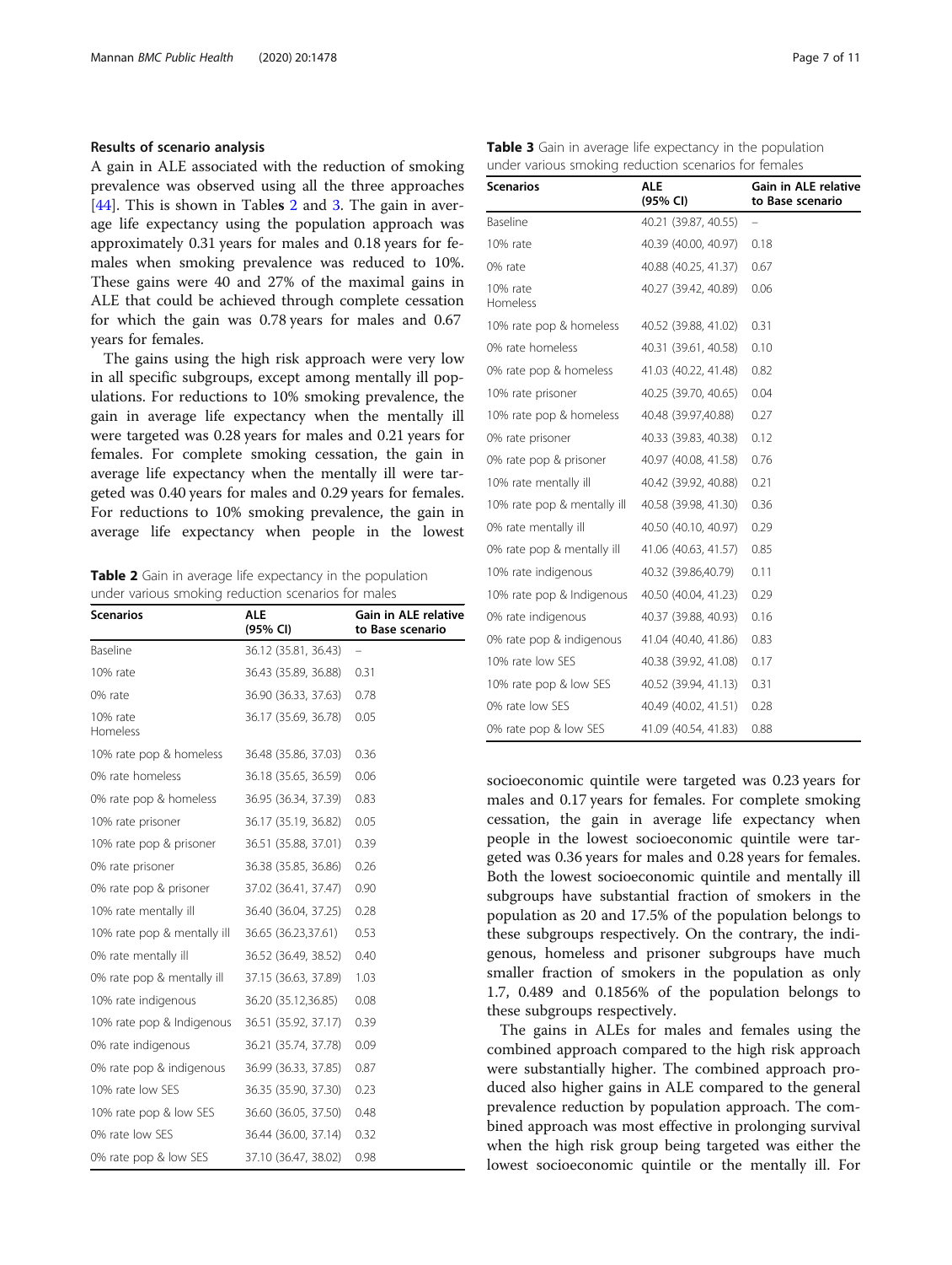### Results of scenario analysis

A gain in ALE associated with the reduction of smoking prevalence was observed using all the three approaches [44]. This is shown in Tables 2 and 3. The gain in average life expectancy using the population approach was approximately 0.31 years for males and 0.18 years for females when smoking prevalence was reduced to 10%. These gains were 40 and 27% of the maximal gains in ALE that could be achieved through complete cessation for which the gain was 0.78 years for males and 0.67 years for females.

The gains using the high risk approach were very low in all specific subgroups, except among mentally ill populations. For reductions to 10% smoking prevalence, the gain in average life expectancy when the mentally ill were targeted was 0.28 years for males and 0.21 years for females. For complete smoking cessation, the gain in average life expectancy when the mentally ill were targeted was 0.40 years for males and 0.29 years for females. For reductions to 10% smoking prevalence, the gain in average life expectancy when people in the lowest socioeconomic quintile were targeted was 0.23 years for males and 0.17 years for females. For complete smoking cessation, the gain in average life expectancy when people in the lowest socioeconomic quintile were targeted was 0.36 years for males and 0.28 years for females. Both the lowest socioeconomic quintile and mentally ill subgroups have substantial fraction of smokers in the population as 20 and 17.5% of the population belongs to these subgroups respectively. On the contrary, the indigenous, homeless and prisoner subgroups have much smaller fraction of smokers in the population as only 1.7, 0.489 and 0.1856% of the population belongs to these subgroups respectively.

**Table 2** Gain in average life expectancy in the population under various smoking reduction scenarios for males

| Scenarios | ALE (95% CI) | Gain in ALE relative to Base scenario |
|---|---|---|
| Baseline | 36.12 (35.81, 36.43) | – |
| 10% rate | 36.43 (35.89, 36.88) | 0.31 |
| 0% rate | 36.90 (36.33, 37.63) | 0.78 |
| 10% rate Homeless | 36.17 (35.69, 36.78) | 0.05 |
| 10% rate pop & homeless | 36.48 (35.86, 37.03) | 0.36 |
| 0% rate homeless | 36.18 (35.65, 36.59) | 0.06 |
| 0% rate pop & homeless | 36.95 (36.34, 37.39) | 0.83 |
| 10% rate prisoner | 36.17 (35.19, 36.82) | 0.05 |
| 10% rate pop & prisoner | 36.51 (35.88, 37.01) | 0.39 |
| 0% rate prisoner | 36.38 (35.85, 36.86) | 0.26 |
| 0% rate pop & prisoner | 37.02 (36.41, 37.47) | 0.90 |
| 10% rate mentally ill | 36.40 (36.04, 37.25) | 0.28 |
| 10% rate pop & mentally ill | 36.65 (36.23,37.61) | 0.53 |
| 0% rate mentally ill | 36.52 (36.49, 38.52) | 0.40 |
| 0% rate pop & mentally ill | 37.15 (36.63, 37.89) | 1.03 |
| 10% rate indigenous | 36.20 (35.12,36.85) | 0.08 |
| 10% rate pop & Indigenous | 36.51 (35.92, 37.17) | 0.39 |
| 0% rate indigenous | 36.21 (35.74, 37.78) | 0.09 |
| 0% rate pop & indigenous | 36.99 (36.33, 37.85) | 0.87 |
| 10% rate low SES | 36.35 (35.90, 37.30) | 0.23 |
| 10% rate pop & low SES | 36.60 (36.05, 37.50) | 0.48 |
| 0% rate low SES | 36.44 (36.00, 37.14) | 0.32 |
| 0% rate pop & low SES | 37.10 (36.47, 38.02) | 0.98 |

**Table 3** Gain in average life expectancy in the population under various smoking reduction scenarios for females

| Scenarios | ALE (95% CI) | Gain in ALE relative to Base scenario |
|---|---|---|
| Baseline | 40.21 (39.87, 40.55) | – |
| 10% rate | 40.39 (40.00, 40.97) | 0.18 |
| 0% rate | 40.88 (40.25, 41.37) | 0.67 |
| 10% rate Homeless | 40.27 (39.42, 40.89) | 0.06 |
| 10% rate pop & homeless | 40.52 (39.88, 41.02) | 0.31 |
| 0% rate homeless | 40.31 (39.61, 40.58) | 0.10 |
| 0% rate pop & homeless | 41.03 (40.22, 41.48) | 0.82 |
| 10% rate prisoner | 40.25 (39.70, 40.65) | 0.04 |
| 10% rate pop & homeless | 40.48 (39.97,40.88) | 0.27 |
| 0% rate prisoner | 40.33 (39.83, 40.38) | 0.12 |
| 0% rate pop & prisoner | 40.97 (40.08, 41.58) | 0.76 |
| 10% rate mentally ill | 40.42 (39.92, 40.88) | 0.21 |
| 10% rate pop & mentally ill | 40.58 (39.98, 41.30) | 0.36 |
| 0% rate mentally ill | 40.50 (40.10, 40.97) | 0.29 |
| 0% rate pop & mentally ill | 41.06 (40.63, 41.57) | 0.85 |
| 10% rate indigenous | 40.32 (39.86,40.79) | 0.11 |
| 10% rate pop & Indigenous | 40.50 (40.04, 41.23) | 0.29 |
| 0% rate indigenous | 40.37 (39.88, 40.93) | 0.16 |
| 0% rate pop & indigenous | 41.04 (40.40, 41.86) | 0.83 |
| 10% rate low SES | 40.38 (39.92, 41.08) | 0.17 |
| 10% rate pop & low SES | 40.52 (39.94, 41.13) | 0.31 |
| 0% rate low SES | 40.49 (40.02, 41.51) | 0.28 |
| 0% rate pop & low SES | 41.09 (40.54, 41.83) | 0.88 |

The gains in ALEs for males and females using the combined approach compared to the high risk approach were substantially higher. The combined approach produced also higher gains in ALE compared to the general prevalence reduction by population approach. The combined approach was most effective in prolonging survival when the high risk group being targeted was either the lowest socioeconomic quintile or the mentally ill. For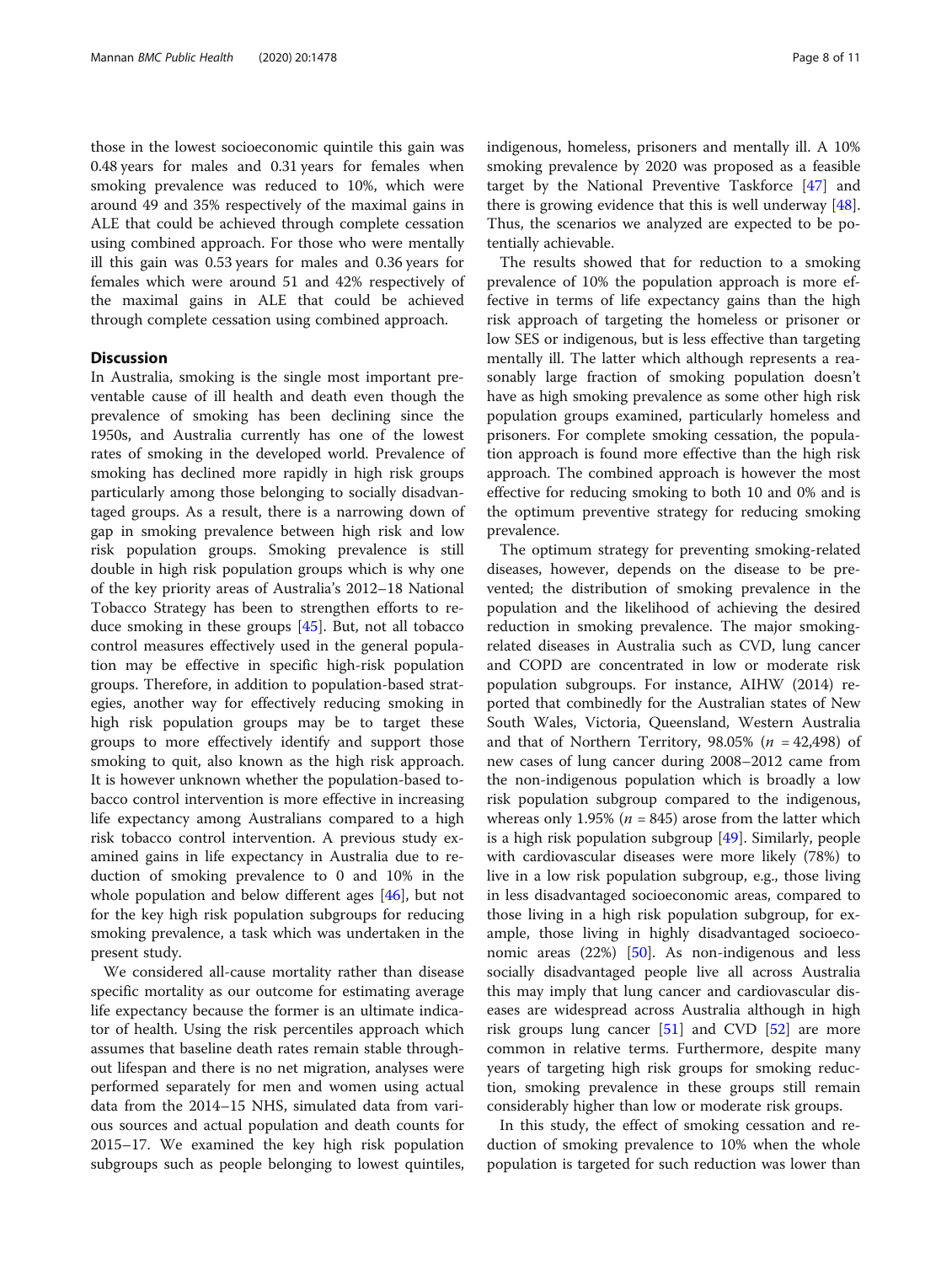those in the lowest socioeconomic quintile this gain was 0.48 years for males and 0.31 years for females when smoking prevalence was reduced to 10%, which were around 49 and 35% respectively of the maximal gains in ALE that could be achieved through complete cessation using combined approach. For those who were mentally ill this gain was 0.53 years for males and 0.36 years for females which were around 51 and 42% respectively of the maximal gains in ALE that could be achieved through complete cessation using combined approach.

## Discussion

In Australia, smoking is the single most important preventable cause of ill health and death even though the prevalence of smoking has been declining since the 1950s, and Australia currently has one of the lowest rates of smoking in the developed world. Prevalence of smoking has declined more rapidly in high risk groups particularly among those belonging to socially disadvantaged groups. As a result, there is a narrowing down of gap in smoking prevalence between high risk and low risk population groups. Smoking prevalence is still double in high risk population groups which is why one of the key priority areas of Australia's 2012–18 National Tobacco Strategy has been to strengthen efforts to reduce smoking in these groups [45]. But, not all tobacco control measures effectively used in the general population may be effective in specific high-risk population groups. Therefore, in addition to population-based strategies, another way for effectively reducing smoking in high risk population groups may be to target these groups to more effectively identify and support those smoking to quit, also known as the high risk approach. It is however unknown whether the population-based tobacco control intervention is more effective in increasing life expectancy among Australians compared to a high risk tobacco control intervention. A previous study examined gains in life expectancy in Australia due to reduction of smoking prevalence to 0 and 10% in the whole population and below different ages [46], but not for the key high risk population subgroups for reducing smoking prevalence, a task which was undertaken in the present study.

We considered all-cause mortality rather than disease specific mortality as our outcome for estimating average life expectancy because the former is an ultimate indicator of health. Using the risk percentiles approach which assumes that baseline death rates remain stable throughout lifespan and there is no net migration, analyses were performed separately for men and women using actual data from the 2014–15 NHS, simulated data from various sources and actual population and death counts for 2015–17. We examined the key high risk population subgroups such as people belonging to lowest quintiles, indigenous, homeless, prisoners and mentally ill. A 10% smoking prevalence by 2020 was proposed as a feasible target by the National Preventive Taskforce [47] and there is growing evidence that this is well underway [48]. Thus, the scenarios we analyzed are expected to be potentially achievable.

The results showed that for reduction to a smoking prevalence of 10% the population approach is more effective in terms of life expectancy gains than the high risk approach of targeting the homeless or prisoner or low SES or indigenous, but is less effective than targeting mentally ill. The latter which although represents a reasonably large fraction of smoking population doesn't have as high smoking prevalence as some other high risk population groups examined, particularly homeless and prisoners. For complete smoking cessation, the population approach is found more effective than the high risk approach. The combined approach is however the most effective for reducing smoking to both 10 and 0% and is the optimum preventive strategy for reducing smoking prevalence.

The optimum strategy for preventing smoking-related diseases, however, depends on the disease to be prevented; the distribution of smoking prevalence in the population and the likelihood of achieving the desired reduction in smoking prevalence. The major smoking-related diseases in Australia such as CVD, lung cancer and COPD are concentrated in low or moderate risk population subgroups. For instance, AIHW (2014) reported that combinedly for the Australian states of New South Wales, Victoria, Queensland, Western Australia and that of Northern Territory, 98.05% ($n$ = 42,498) of new cases of lung cancer during 2008–2012 came from the non-indigenous population which is broadly a low risk population subgroup compared to the indigenous, whereas only 1.95% ($n$ = 845) arose from the latter which is a high risk population subgroup [49]. Similarly, people with cardiovascular diseases were more likely (78%) to live in a low risk population subgroup, e.g., those living in less disadvantaged socioeconomic areas, compared to those living in a high risk population subgroup, for example, those living in highly disadvantaged socioeconomic areas (22%) [50]. As non-indigenous and less socially disadvantaged people live all across Australia this may imply that lung cancer and cardiovascular diseases are widespread across Australia although in high risk groups lung cancer [51] and CVD [52] are more common in relative terms. Furthermore, despite many years of targeting high risk groups for smoking reduction, smoking prevalence in these groups still remain considerably higher than low or moderate risk groups.

In this study, the effect of smoking cessation and reduction of smoking prevalence to 10% when the whole population is targeted for such reduction was lower than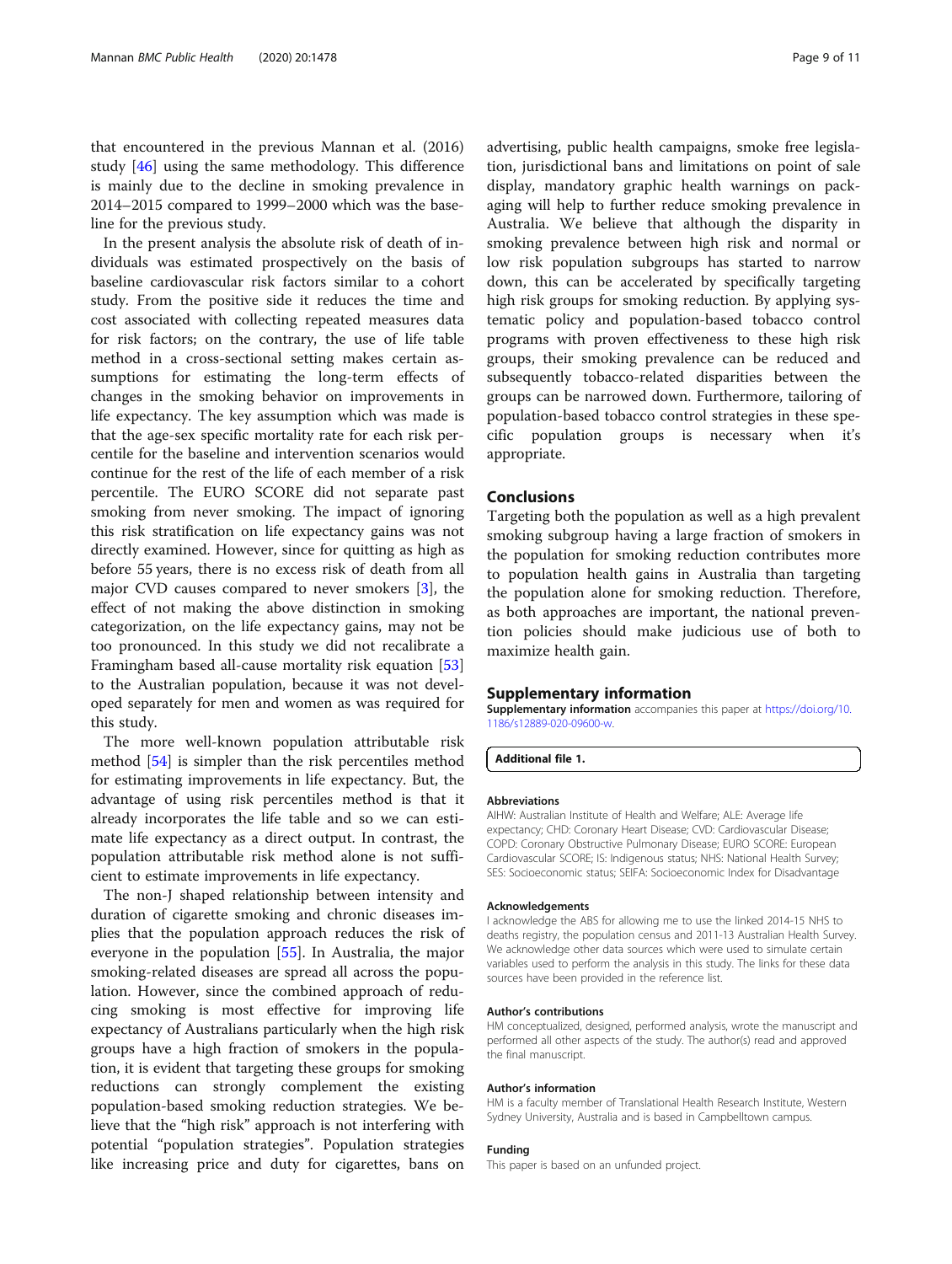that encountered in the previous Mannan et al. (2016) study [46] using the same methodology. This difference is mainly due to the decline in smoking prevalence in 2014–2015 compared to 1999–2000 which was the baseline for the previous study.

In the present analysis the absolute risk of death of individuals was estimated prospectively on the basis of baseline cardiovascular risk factors similar to a cohort study. From the positive side it reduces the time and cost associated with collecting repeated measures data for risk factors; on the contrary, the use of life table method in a cross-sectional setting makes certain assumptions for estimating the long-term effects of changes in the smoking behavior on improvements in life expectancy. The key assumption which was made is that the age-sex specific mortality rate for each risk percentile for the baseline and intervention scenarios would continue for the rest of the life of each member of a risk percentile. The EURO SCORE did not separate past smoking from never smoking. The impact of ignoring this risk stratification on life expectancy gains was not directly examined. However, since for quitting as high as before 55 years, there is no excess risk of death from all major CVD causes compared to never smokers [3], the effect of not making the above distinction in smoking categorization, on the life expectancy gains, may not be too pronounced. In this study we did not recalibrate a Framingham based all-cause mortality risk equation [53] to the Australian population, because it was not developed separately for men and women as was required for this study.

The more well-known population attributable risk method [54] is simpler than the risk percentiles method for estimating improvements in life expectancy. But, the advantage of using risk percentiles method is that it already incorporates the life table and so we can estimate life expectancy as a direct output. In contrast, the population attributable risk method alone is not sufficient to estimate improvements in life expectancy.

The non-J shaped relationship between intensity and duration of cigarette smoking and chronic diseases implies that the population approach reduces the risk of everyone in the population [55]. In Australia, the major smoking-related diseases are spread all across the population. However, since the combined approach of reducing smoking is most effective for improving life expectancy of Australians particularly when the high risk groups have a high fraction of smokers in the population, it is evident that targeting these groups for smoking reductions can strongly complement the existing population-based smoking reduction strategies. We believe that the "high risk" approach is not interfering with potential "population strategies". Population strategies like increasing price and duty for cigarettes, bans on advertising, public health campaigns, smoke free legislation, jurisdictional bans and limitations on point of sale display, mandatory graphic health warnings on packaging will help to further reduce smoking prevalence in Australia. We believe that although the disparity in smoking prevalence between high risk and normal or low risk population subgroups has started to narrow down, this can be accelerated by specifically targeting high risk groups for smoking reduction. By applying systematic policy and population-based tobacco control programs with proven effectiveness to these high risk groups, their smoking prevalence can be reduced and subsequently tobacco-related disparities between the groups can be narrowed down. Furthermore, tailoring of population-based tobacco control strategies in these specific population groups is necessary when it's appropriate.

## Conclusions

Targeting both the population as well as a high prevalent smoking subgroup having a large fraction of smokers in the population for smoking reduction contributes more to population health gains in Australia than targeting the population alone for smoking reduction. Therefore, as both approaches are important, the national prevention policies should make judicious use of both to maximize health gain.

## Supplementary information

**Supplementary information** accompanies this paper at https://doi.org/10.1186/s12889-020-09600-w.

**Additional file 1.**

### Abbreviations

AIHW: Australian Institute of Health and Welfare; ALE: Average life expectancy; CHD: Coronary Heart Disease; CVD: Cardiovascular Disease; COPD: Coronary Obstructive Pulmonary Disease; EURO SCORE: European Cardiovascular SCORE; IS: Indigenous status; NHS: National Health Survey; SES: Socioeconomic status; SEIFA: Socioeconomic Index for Disadvantage

### Acknowledgements

I acknowledge the ABS for allowing me to use the linked 2014-15 NHS to deaths registry, the population census and 2011-13 Australian Health Survey. We acknowledge other data sources which were used to simulate certain variables used to perform the analysis in this study. The links for these data sources have been provided in the reference list.

### Author's contributions

HM conceptualized, designed, performed analysis, wrote the manuscript and performed all other aspects of the study. The author(s) read and approved the final manuscript.

### Author's information

HM is a faculty member of Translational Health Research Institute, Western Sydney University, Australia and is based in Campbelltown campus.

### Funding

This paper is based on an unfunded project.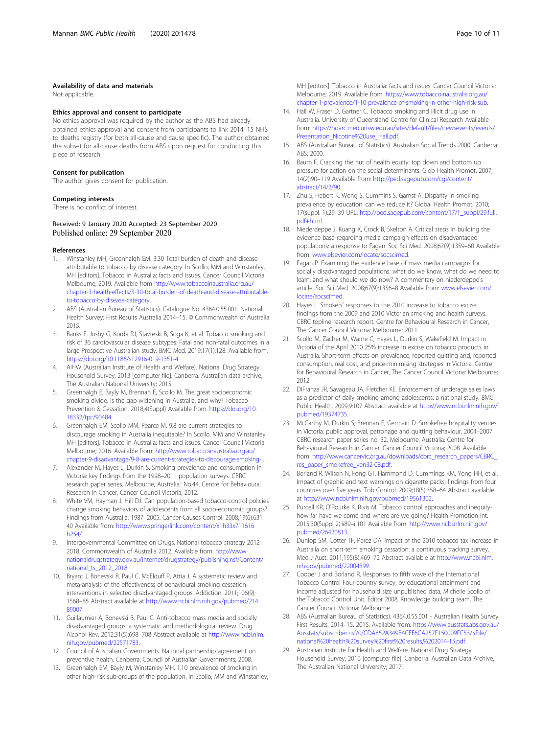#### Availability of data and materials

Not applicable.

#### Ethics approval and consent to participate

No ethics approval was required by the author as the ABS had already obtained ethics approval and consent from participants to link 2014–15 NHS to deaths registry (for both all-cause and cause specific). The author obtained the subset for all-cause deaths from ABS upon request for conducting this piece of research.

#### Consent for publication

The author gives consent for publication.

#### Competing interests

There is no conflict of interest.

Received: 9 January 2020 Accepted: 23 September 2020
Published online: 29 September 2020

#### References

1. Winstanley MH, Greenhalgh EM. 3.30 Total burden of death and disease attributable to tobacco by disease category. In Scollo, MM and Winstanley, MH [editors]. Tobacco in Australia: facts and issues. Cancer Council Victoria: Melbourne; 2019. Available from http://www.tobaccoinaustralia.org.au/chapter-3-health-effects/3-30-total-burden-of-death-and-disease-attributable-to-tobacco-by-disease-category.
2. ABS (Australian Bureau of Statistics). Catalogue No. 4364.0.55.001. National Health Survey: First Results Australia 2014–15. © Commonwealth of Australia 2015.
3. Banks E, Joshy G, Korda RJ, Stavreski B, Soga K, et al. Tobacco smoking and risk of 36 cardiovascular disease subtypes: Fatal and non-fatal outcomes in a large Prospective Australian study. BMC Med. 2019;17(1):128. Available from. https://doi.org/10.1186/s12916-019-1351-4.
4. AIHW (Australian Institute of Health and Welfare). National Drug Strategy Household Survey, 2013 [computer file]. Canberra: Australian data archive, The Australian National University; 2015.
5. Greenhalgh E, Bayly M, Brennan E, Scollo M. The great socioeconomic smoking divide: Is the gap widening in Australia, and why? Tobacco Prevention & Cessation. 2018;4(Suppl) Available from. https://doi.org/10.18332/tpc/90484.
6. Greenhalgh EM, Scollo MM, Pearce M. 9.8 are current strategies to discourage smoking in Australia inequitable? In Scollo, MM and Winstanley, MH [editors]. Tobacco in Australia: facts and issues. Cancer Council Victoria: Melbourne; 2016. Available from: http://www.tobaccoinaustralia.org.au/chapter-9-disadvantage/9-8-are-current-strategies-to-discourage-smoking-i.
7. Alexander M, Hayes L, Durkin S. Smoking prevalence and consumption in Victoria: key findings from the 1998–2011 population surveys. CBRC research paper series. Melbourne, Australia.: No.44. Centre for Behavioural Research in Cancer, Cancer Council Victoria; 2012.
8. White VM, Hayman J, Hill DJ. Can population-based tobacco-control policies change smoking behaviors of adolescents from all socio-economic groups? Findings from Australia: 1987–2005. Cancer Causes Control. 2008;19(6):631–40 Available from: http://www.springerlink.com/content/x1h33x711616h254/.
9. Intergovernmental Committee on Drugs, National tobacco strategy 2012–2018. Commonwealth of Australia 2012. Available from: http://www.nationaldrugstrategy.gov.au/internet/drugstrategy/publishing.nsf/Content/national_ts_2012_2018.
10. Bryant J, Bonevski B, Paul C, McElduff P, Attia J. A systematic review and meta-analysis of the effectiveness of behavioural smoking cessation interventions in selected disadvantaged groups. Addiction. 2011;106(9):1568–85 Abstract available at http://www.ncbi.nlm.nih.gov/pubmed/21489007.
11. Guillaumier A, Bonevski B, Paul C. Anti-tobacco mass media and socially disadvantaged groups: a systematic and methodological review. Drug Alcohol Rev. 2012;31(5):698–708 Abstract available at http://www.ncbi.nlm.nih.gov/pubmed/22571783.
12. Council of Australian Governments. National partnership agreement on preventive health. Canberra: Council of Australian Governments; 2008.
13. Greenhalgh EM, Bayly M, Winstanley MH. 1.10 prevalence of smoking in other high-risk sub-groups of the population. In Scollo, MM and Winstanley, MH [editors]. Tobacco in Australia: facts and issues. Cancer Council Victoria: Melbourne; 2019. Available from: https://www.tobaccoinaustralia.org.au/chapter-1-prevalence/1-10-prevalence-of-smoking-in-other-high-risk-sub.
14. Hall W, Fraser D, Gartner C. Tobacco smoking and illicit drug use in Australia. University of Queensland Centre for Clinical Research Available from: https://ndarc.med.unsw.edu.au/sites/default/files/newsevents/events/Presentation_Nicotine%20use_Hall.pdf.
15. ABS (Australian Bureau of Statistics). Australian Social Trends 2000. Canberra: ABS; 2000.
16. Baum F. Cracking the nut of health equity: top down and bottom up pressure for action on the social determinants. Glob Health Promot. 2007;14(2):90–119 Available from: http://ped.sagepub.com/cgi/content/abstract/14/2/90.
17. Zhu S, Hebert K, Wong S, Cummins S, Gamst A. Disparity in smoking prevalence by education: can we reduce it? Global Health Promot. 2010;17(suppl. 1):29–39 URL: http://ped.sagepub.com/content/17/1_suppl/29.full.pdf+html.
18. Niederdeppe J, Kuang X, Crock B, Skelton A. Critical steps in building the evidence base regarding media campaign effects on disadvantaged populations: a response to Fagan. Soc Sci Med. 2008;67(9):1359–60 Available from: www.elsevier.com/locate/socscimed.
19. Fagan P. Examining the evidence base of mass media campaigns for socially disadvantaged populations: what do we know, what do we need to learn, and what should we do now? A commentary on niederdeppe's article. Soc Sci Med. 2008;67(9):1356–8 Available from: www.elsevier.com/locate/socscimed.
20. Hayes L. Smokers' responses to the 2010 increase to tobacco excise: findings from the 2009 and 2010 Victorian smoking and health surveys. CBRC topline research report. Centre for Behavioural Research in Cancer, The Cancer Council Victoria: Melbourne; 2011.
21. Scollo M, Zacher M, Warne C, Hayes L, Durkin S, Wakefield M. Impact in Victoria of the April 2010 25% increase in excise on tobacco products in Australia. Short-term effects on prevalence, reported quitting and, reported consumption, real cost, and price-minimising strategies in Victoria. Centre for Behavioural Research in Cancer, The Cancer Council Victoria: Melbourne; 2012.
22. DiFranza JR, Savageau JA, Fletcher KE. Enforcement of underage sales laws as a predictor of daily smoking among adolescents: a national study. BMC Public Health. 2009;9:107 Abstract available at http://www.ncbi.nlm.nih.gov/pubmed/19374735.
23. McCarthy M, Durkin S, Brennan E, Germain D. Smokefree hospitality venues in Victoria: public approval, patronage and quitting behaviour, 2004–2007. CBRC research paper series no. 32. Melbourne, Australia: Centre for Behavioural Research in Cancer, Cancer Council Victoria; 2008. Available from: http://www.cancervic.org.au/downloads/cbrc_research_papers/CBRC_res_paper_smokefree_ven32-08.pdf.
24. Borland R, Wilson N, Fong GT, Hammond D, Cummings KM, Yong HH, et al. Impact of graphic and text warnings on cigarette packs: findings from four countries over five years. Tob Control. 2009;18(5):358–64 Abstract available at http://www.ncbi.nlm.nih.gov/pubmed/19561362.
25. Purcell KR, O'Rourke K, Rivis M. Tobacco control approaches and inequity-how far have we come and where are we going? Health Promotion Int. 2015;30(Suppl 2):ii89–ii101 Available from: http://www.ncbi.nlm.nih.gov/pubmed/26420813.
26. Dunlop SM, Cotter TF, Perez DA. Impact of the 2010 tobacco tax increase in Australia on short-term smoking cessation: a continuous tracking survey. Med J Aust. 2011;195(8):469–72 Abstract available at http://www.ncbi.nlm.nih.gov/pubmed/22004399.
27. Cooper J and Borland R. Responses to fifth wave of the International Tobacco Control Four-country survey, by educational attainment and income adjusted for household size unpublished data, Michelle Scollo of the Tobacco Control Unit, Editor 2008, Knowledge building team, The Cancer Council Victoria: Melbourne.
28. ABS (Australian Bureau of Statistics). 4364.0.55.001 - Australian Health Survey: First Results, 2014–15. 2015. Available from: https://www.ausstats.abs.gov.au/Ausstats/subscriber.nsf/0/CDA852A349B4CEE6CA257F150009FC53/$File/national%20health%20survey%20first%20results,%202014-15.pdf.
29. Australian Institute for Health and Welfare. National Drug Strategy Household Survey, 2016 [computer file]. Canberra: Australian Data Archive, The Australian National University; 2017.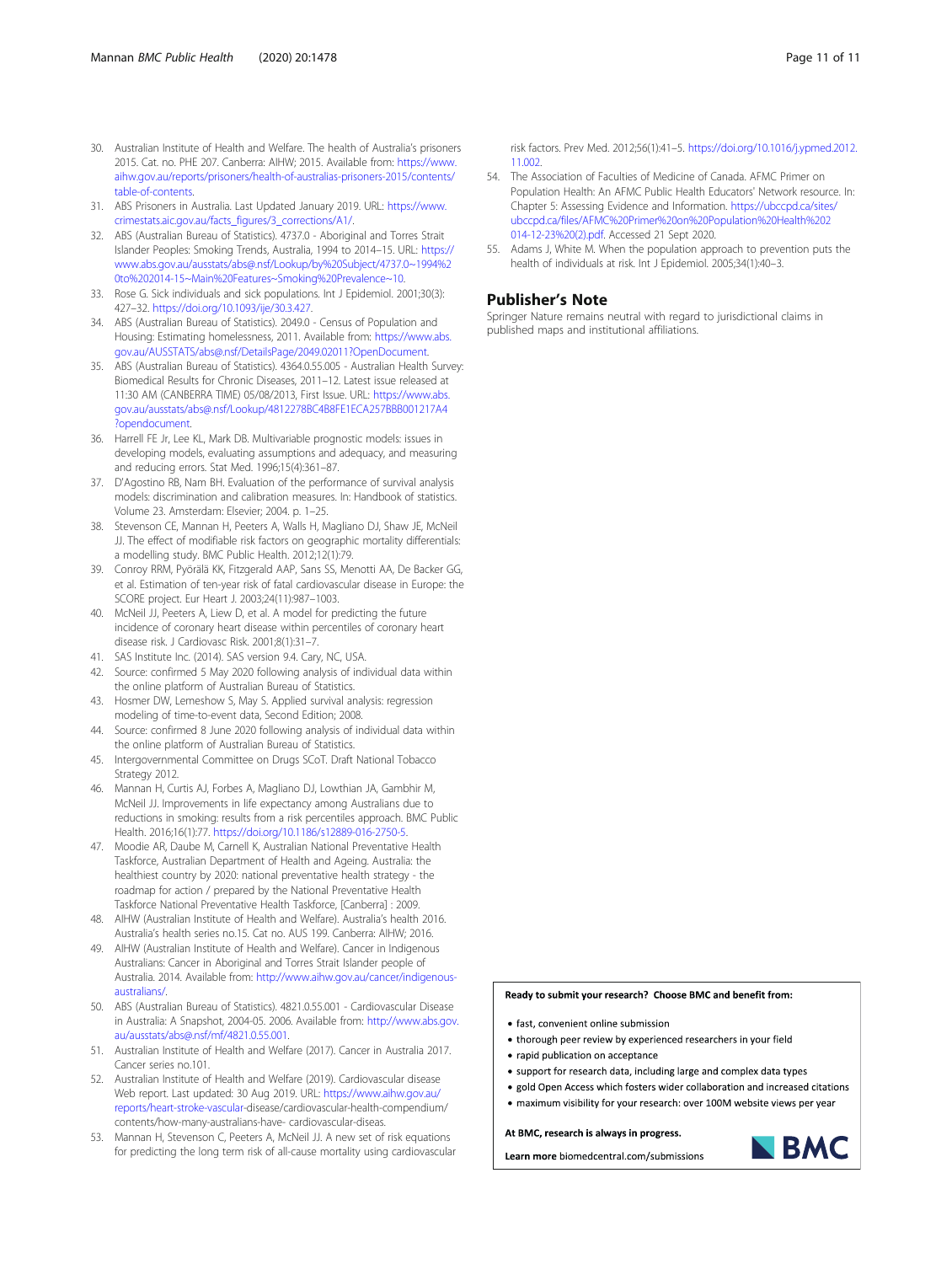30. Australian Institute of Health and Welfare. The health of Australia's prisoners 2015. Cat. no. PHE 207. Canberra: AIHW; 2015. Available from: https://www.aihw.gov.au/reports/prisoners/health-of-australias-prisoners-2015/contents/table-of-contents.
31. ABS Prisoners in Australia. Last Updated January 2019. URL: https://www.crimestats.aic.gov.au/facts_figures/3_corrections/A1/.
32. ABS (Australian Bureau of Statistics). 4737.0 - Aboriginal and Torres Strait Islander Peoples: Smoking Trends, Australia, 1994 to 2014–15. URL: https://www.abs.gov.au/ausstats/abs@.nsf/Lookup/by%20Subject/4737.0~1994%20to%202014-15~Main%20Features~Smoking%20Prevalence~10.
33. Rose G. Sick individuals and sick populations. Int J Epidemiol. 2001;30(3):427–32. https://doi.org/10.1093/ije/30.3.427.
34. ABS (Australian Bureau of Statistics). 2049.0 - Census of Population and Housing: Estimating homelessness, 2011. Available from: https://www.abs.gov.au/AUSSTATS/abs@.nsf/DetailsPage/2049.02011?OpenDocument.
35. ABS (Australian Bureau of Statistics). 4364.0.55.005 - Australian Health Survey: Biomedical Results for Chronic Diseases, 2011–12. Latest issue released at 11:30 AM (CANBERRA TIME) 05/08/2013, First Issue. URL: https://www.abs.gov.au/ausstats/abs@.nsf/Lookup/4812278BC4B8FE1ECA257BBB001217A4?opendocument.
36. Harrell FE Jr, Lee KL, Mark DB. Multivariable prognostic models: issues in developing models, evaluating assumptions and adequacy, and measuring and reducing errors. Stat Med. 1996;15(4):361–87.
37. D'Agostino RB, Nam BH. Evaluation of the performance of survival analysis models: discrimination and calibration measures. In: Handbook of statistics. Volume 23. Amsterdam: Elsevier; 2004. p. 1–25.
38. Stevenson CE, Mannan H, Peeters A, Walls H, Magliano DJ, Shaw JE, McNeil JJ. The effect of modifiable risk factors on geographic mortality differentials: a modelling study. BMC Public Health. 2012;12(1):79.
39. Conroy RRM, Pyörälä KK, Fitzgerald AAP, Sans SS, Menotti AA, De Backer GG, et al. Estimation of ten-year risk of fatal cardiovascular disease in Europe: the SCORE project. Eur Heart J. 2003;24(11):987–1003.
40. McNeil JJ, Peeters A, Liew D, et al. A model for predicting the future incidence of coronary heart disease within percentiles of coronary heart disease risk. J Cardiovasc Risk. 2001;8(1):31–7.
41. SAS Institute Inc. (2014). SAS version 9.4. Cary, NC, USA.
42. Source: confirmed 5 May 2020 following analysis of individual data within the online platform of Australian Bureau of Statistics.
43. Hosmer DW, Lemeshow S, May S. Applied survival analysis: regression modeling of time-to-event data, Second Edition; 2008.
44. Source: confirmed 8 June 2020 following analysis of individual data within the online platform of Australian Bureau of Statistics.
45. Intergovernmental Committee on Drugs SCoT. Draft National Tobacco Strategy 2012.
46. Mannan H, Curtis AJ, Forbes A, Magliano DJ, Lowthian JA, Gambhir M, McNeil JJ. Improvements in life expectancy among Australians due to reductions in smoking: results from a risk percentiles approach. BMC Public Health. 2016;16(1):77. https://doi.org/10.1186/s12889-016-2750-5.
47. Moodie AR, Daube M, Carnell K, Australian National Preventative Health Taskforce, Australian Department of Health and Ageing. Australia: the healthiest country by 2020: national preventative health strategy - the roadmap for action / prepared by the National Preventative Health Taskforce National Preventative Health Taskforce, [Canberra] : 2009.
48. AIHW (Australian Institute of Health and Welfare). Australia's health 2016. Australia's health series no.15. Cat no. AUS 199. Canberra: AIHW; 2016.
49. AIHW (Australian Institute of Health and Welfare). Cancer in Indigenous Australians: Cancer in Aboriginal and Torres Strait Islander people of Australia. 2014. Available from: http://www.aihw.gov.au/cancer/indigenous-australians/.
50. ABS (Australian Bureau of Statistics). 4821.0.55.001 - Cardiovascular Disease in Australia: A Snapshot, 2004-05. 2006. Available from: http://www.abs.gov.au/ausstats/abs@.nsf/mf/4821.0.55.001.
51. Australian Institute of Health and Welfare (2017). Cancer in Australia 2017. Cancer series no.101.
52. Australian Institute of Health and Welfare (2019). Cardiovascular disease Web report. Last updated: 30 Aug 2019. URL: https://www.aihw.gov.au/reports/heart-stroke-vascular-disease/cardiovascular-health-compendium/contents/how-many-australians-have- cardiovascular-diseas.
53. Mannan H, Stevenson C, Peeters A, McNeil JJ. A new set of risk equations for predicting the long term risk of all-cause mortality using cardiovascular risk factors. Prev Med. 2012;56(1):41–5. https://doi.org/10.1016/j.ypmed.2012.11.002.
54. The Association of Faculties of Medicine of Canada. AFMC Primer on Population Health: An AFMC Public Health Educators' Network resource. In: Chapter 5: Assessing Evidence and Information. https://ubccpd.ca/sites/ubccpd.ca/files/AFMC%20Primer%20on%20Population%20Health%202014-12-23%20(2).pdf. Accessed 21 Sept 2020.
55. Adams J, White M. When the population approach to prevention puts the health of individuals at risk. Int J Epidemiol. 2005;34(1):40–3.

## Publisher's Note

Springer Nature remains neutral with regard to jurisdictional claims in published maps and institutional affiliations.

**Ready to submit your research? Choose BMC and benefit from:**

- fast, convenient online submission
- thorough peer review by experienced researchers in your field
- rapid publication on acceptance
- support for research data, including large and complex data types
- gold Open Access which fosters wider collaboration and increased citations
- maximum visibility for your research: over 100M website views per year

**At BMC, research is always in progress.**

**Learn more** biomedcentral.com/submissions

BMC